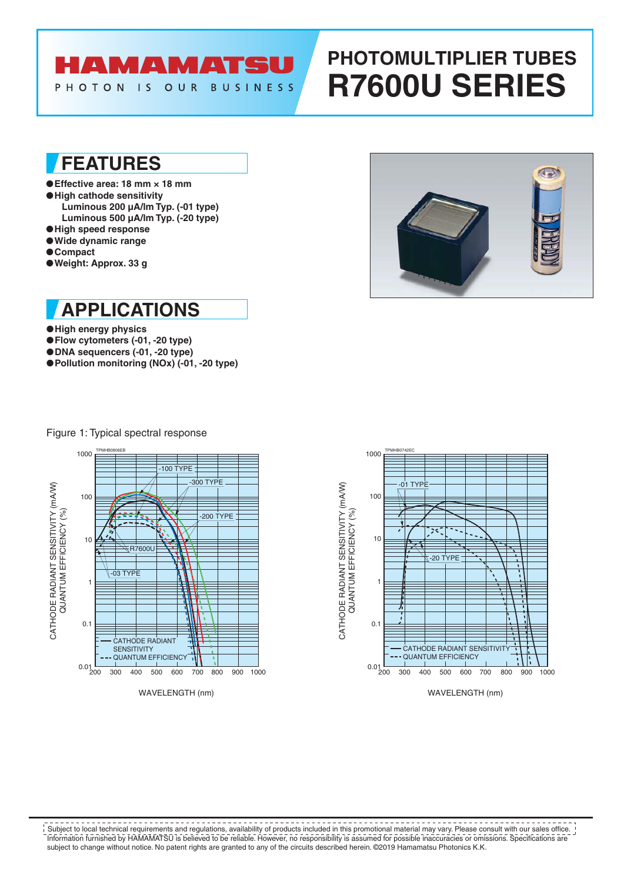# HAMAMATSU

PHOTON IS OUR BUSINESS

# PHOTOMULTIPLIER TUBES
# R7600U SERIES

## FEATURES

- Effective area: 18 mm × 18 mm
- High cathode sensitivity
  - Luminous 200 µA/lm Typ. (-01 type)
  - Luminous 500 µA/lm Typ. (-20 type)
- High speed response
- Wide dynamic range
- Compact
- Weight: Approx. 33 g

## APPLICATIONS

- High energy physics
- Flow cytometers (-01, -20 type)
- DNA sequencers (-01, -20 type)
- Pollution monitoring (NOx) (-01, -20 type)

Figure 1: Typical spectral response

---

Subject to local technical requirements and regulations, availability of products included in this promotional material may vary. Please consult with our sales office. Information furnished by HAMAMATSU is believed to be reliable. However, no responsibility is assumed for possible inaccuracies or omissions. Specifications are subject to change without notice. No patent rights are granted to any of the circuits described herein. ©2019 Hamamatsu Photonics K.K.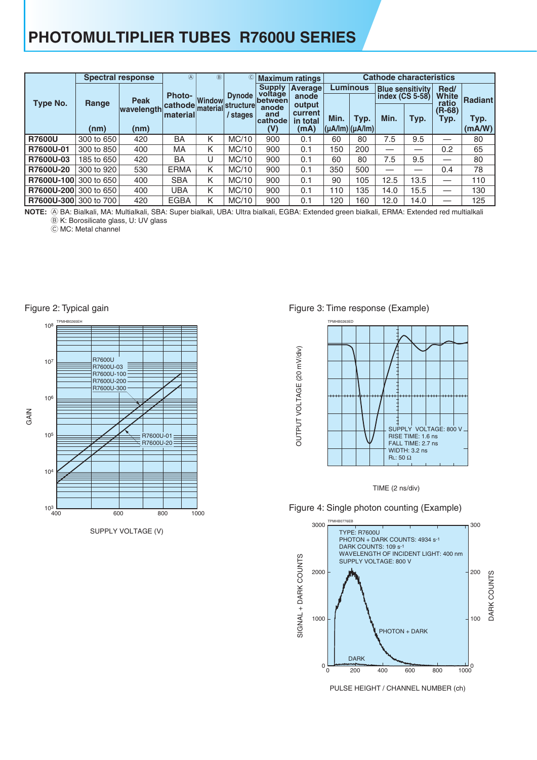# PHOTOMULTIPLIER TUBES R7600U SERIES

| Type No. | Spectral response | | Ⓐ Photo-cathode material | Ⓑ Window material | Ⓒ Dynode structure / stages | Maximum ratings | | Cathode characteristics | | | | | |
|---|---|---|---|---|---|---|---|---|---|---|---|---|---|
| | Range (nm) | Peak wavelength (nm) | | | | Supply voltage between anode and cathode (V) | Average anode output current in total (mA) | Luminous Min. (µA/lm) | Luminous Typ. (µA/lm) | Blue sensitivity index (CS 5-58) Min. | Blue sensitivity index (CS 5-58) Typ. | Red/ White ratio (R-68) Typ. | Radiant Typ. (mA/W) |
| **R7600U** | 300 to 650 | 420 | BA | K | MC/10 | 900 | 0.1 | 60 | 80 | 7.5 | 9.5 | — | 80 |
| **R7600U-01** | 300 to 850 | 400 | MA | K | MC/10 | 900 | 0.1 | 150 | 200 | — | — | 0.2 | 65 |
| **R7600U-03** | 185 to 650 | 420 | BA | U | MC/10 | 900 | 0.1 | 60 | 80 | 7.5 | 9.5 | — | 80 |
| **R7600U-20** | 300 to 920 | 530 | ERMA | K | MC/10 | 900 | 0.1 | 350 | 500 | — | — | 0.4 | 78 |
| **R7600U-100** | 300 to 650 | 400 | SBA | K | MC/10 | 900 | 0.1 | 90 | 105 | 12.5 | 13.5 | — | 110 |
| **R7600U-200** | 300 to 650 | 400 | UBA | K | MC/10 | 900 | 0.1 | 110 | 135 | 14.0 | 15.5 | — | 130 |
| **R7600U-300** | 300 to 700 | 420 | EGBA | K | MC/10 | 900 | 0.1 | 120 | 160 | 12.0 | 14.0 | — | 125 |

**NOTE:** Ⓐ BA: Bialkali, MA: Multialkali, SBA: Super bialkali, UBA: Ultra bialkali, EGBA: Extended green bialkali, ERMA: Extended red multialkali
Ⓑ K: Borosilicate glass, U: UV glass
Ⓒ MC: Metal channel

Figure 2: Typical gain

Figure 3: Time response (Example)

Figure 4: Single photon counting (Example)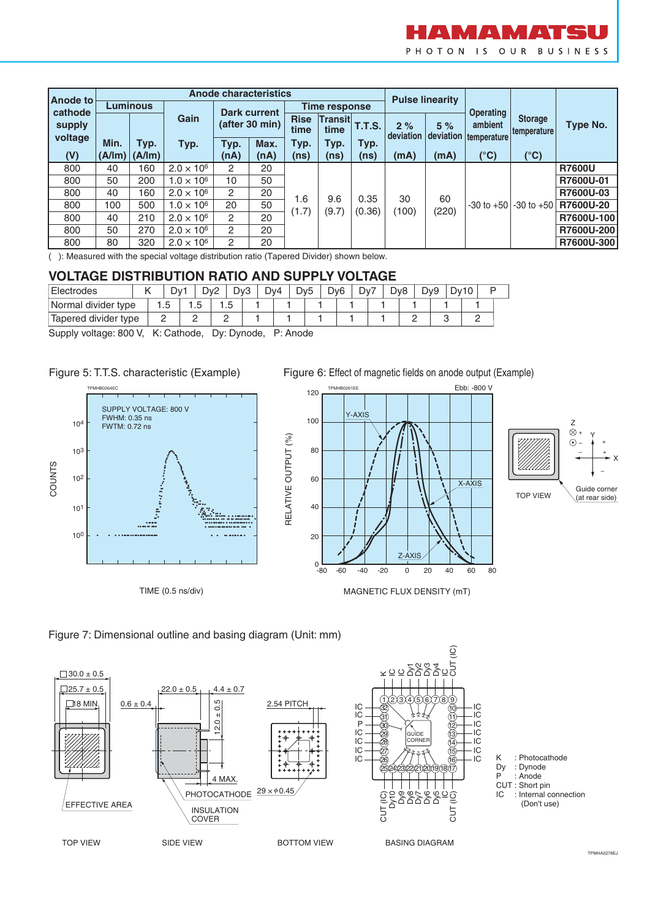| Anode to cathode supply voltage (V) | Anode characteristics | | | | | | | | Pulse linearity | | Operating ambient temperature (°C) | Storage temperature (°C) | Type No. |
|---|---|---|---|---|---|---|---|---|---|---|---|---|---|
| | Luminous | | Gain | Dark current (after 30 min) | | Time response | | | 2 % deviation | 5 % deviation | | | |
| | Min. (A/lm) | Typ. (A/lm) | Typ. | Typ. (nA) | Max. (nA) | Rise time Typ. (ns) | Transit time Typ. (ns) | T.T.S. Typ. (ns) | (mA) | (mA) | | | |
| 800 | 40 | 160 | $2.0 \times 10^6$ | 2 | 20 | 1.6 (1.7) | 9.6 (9.7) | 0.35 (0.36) | 30 (100) | 60 (220) | -30 to +50 | -30 to +50 | **R7600U** |
| 800 | 50 | 200 | $1.0 \times 10^6$ | 10 | 50 | | | | | | | | **R7600U-01** |
| 800 | 40 | 160 | $2.0 \times 10^6$ | 2 | 20 | | | | | | | | **R7600U-03** |
| 800 | 100 | 500 | $1.0 \times 10^6$ | 20 | 50 | | | | | | | | **R7600U-20** |
| 800 | 40 | 210 | $2.0 \times 10^6$ | 2 | 20 | | | | | | | | **R7600U-100** |
| 800 | 50 | 270 | $2.0 \times 10^6$ | 2 | 20 | | | | | | | | **R7600U-200** |
| 800 | 80 | 320 | $2.0 \times 10^6$ | 2 | 20 | | | | | | | | **R7600U-300** |

( ): Measured with the special voltage distribution ratio (Tapered Divider) shown below.

## VOLTAGE DISTRIBUTION RATIO AND SUPPLY VOLTAGE

| Electrodes | K | Dy1 | Dy2 | Dy3 | Dy4 | Dy5 | Dy6 | Dy7 | Dy8 | Dy9 | Dy10 | P |
|---|---|---|---|---|---|---|---|---|---|---|---|---|
| Normal divider type | 1.5 | 1.5 | 1.5 | 1 | 1 | 1 | 1 | 1 | 1 | 1 | 1 | |
| Tapered divider type | 2 | 2 | 2 | 1 | 1 | 1 | 1 | 1 | 2 | 3 | 2 | |

Supply voltage: 800 V, K: Cathode, Dy: Dynode, P: Anode

Figure 5: T.T.S. characteristic (Example)

Figure 6: Effect of magnetic fields on anode output (Example)

Figure 7: Dimensional outline and basing diagram (Unit: mm)

K : Photocathode
Dy : Dynode
P : Anode
CUT : Short pin
IC : Internal connection (Don't use)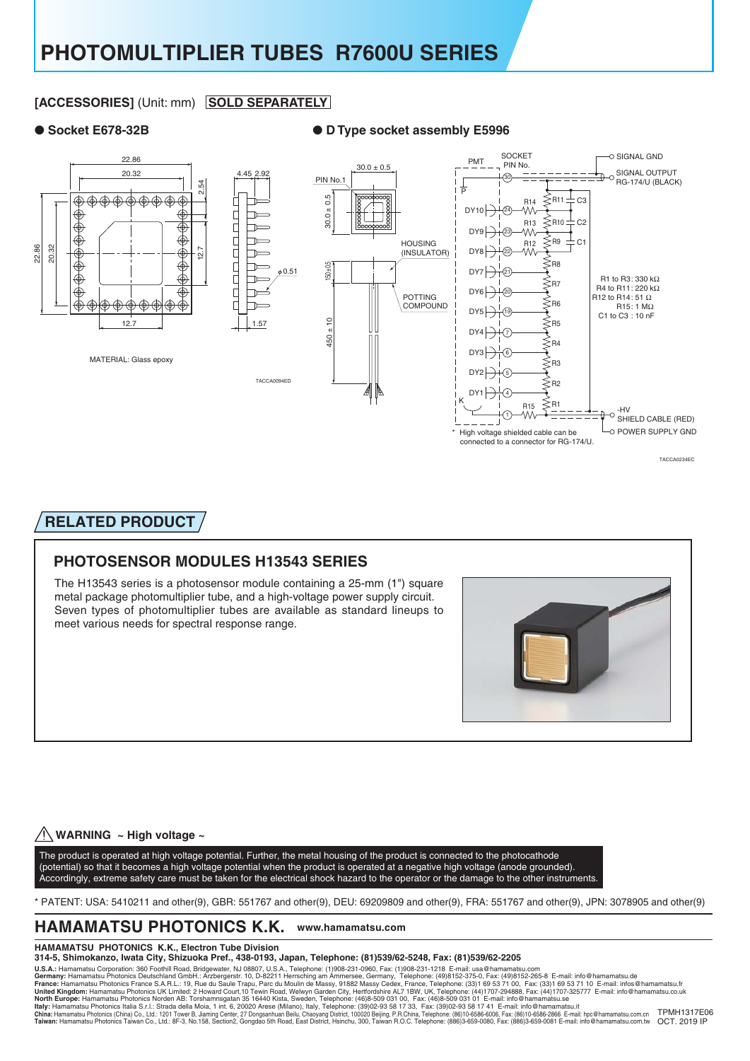# PHOTOMULTIPLIER TUBES R7600U SERIES

## [ACCESSORIES] (Unit: mm) SOLD SEPARATELY

### ● Socket E678-32B

22.86
20.32
2.54
4.45 2.92
22.86
20.32
12.7
$\phi$0.51
12.7
1.57

MATERIAL: Glass epoxy

TACCA0094ED

### ● D Type socket assembly E5996

30.0 ± 0.5
PIN No.1
30.0 ± 0.5
HOUSING (INSULATOR)
150±05
POTTING COMPOUND
450 ± 10

PMT
SOCKET PIN No.
SIGNAL GND
SIGNAL OUTPUT RG-174/U (BLACK)
P
DY10 DY9 DY8 DY7 DY6 DY5 DY4 DY3 DY2 DY1
K
R1 to R3: 330 kΩ
R4 to R11: 220 kΩ
R12 to R14: 51 Ω
R15: 1 MΩ
C1 to C3 : 10 nF
-HV
SHIELD CABLE (RED)
POWER SUPPLY GND

* High voltage shielded cable can be connected to a connector for RG-174/U.

TACCA0234EC

## RELATED PRODUCT

### PHOTOSENSOR MODULES H13543 SERIES

The H13543 series is a photosensor module containing a 25-mm (1") square metal package photomultiplier tube, and a high-voltage power supply circuit. Seven types of photomultiplier tubes are available as standard lineups to meet various needs for spectral response range.

### ⚠ WARNING ~ High voltage ~

The product is operated at high voltage potential. Further, the metal housing of the product is connected to the photocathode (potential) so that it becomes a high voltage potential when the product is operated at a negative high voltage (anode grounded). Accordingly, extreme safety care must be taken for the electrical shock hazard to the operator or the damage to the other instruments.

* PATENT: USA: 5410211 and other(9), GBR: 551767 and other(9), DEU: 69209809 and other(9), FRA: 551767 and other(9), JPN: 3078905 and other(9)

## HAMAMATSU PHOTONICS K.K. www.hamamatsu.com

**HAMAMATSU PHOTONICS K.K., Electron Tube Division**
**314-5, Shimokanzo, Iwata City, Shizuoka Pref., 438-0193, Japan, Telephone: (81)539/62-5248, Fax: (81)539/62-2205**

**U.S.A.:** Hamamatsu Corporation: 360 Foothill Road, Bridgewater, NJ 08807, U.S.A., Telephone: (1)908-231-0960, Fax: (1)908-231-1218 E-mail: usa@hamamatsu.com
**Germany:** Hamamatsu Photonics Deutschland GmbH.: Arzbergerstr. 10, D-82211 Herrsching am Ammersee, Germany, Telephone: (49)8152-375-0, Fax: (49)8152-265-8 E-mail: info@hamamatsu.de
**France:** Hamamatsu Photonics France S.A.R.L.: 19, Rue du Saule Trapu, Parc du Moulin de Massy, 91882 Massy Cedex, France, Telephone: (33)1 69 53 71 00, Fax: (33)1 69 53 71 10 E-mail: infos@hamamatsu.fr
**United Kingdom:** Hamamatsu Photonics UK Limited: 2 Howard Court,10 Tewin Road, Welwyn Garden City, Hertfordshire AL7 1BW, UK, Telephone: (44)1707-294888, Fax: (44)1707-325777 E-mail: info@hamamatsu.co.uk
**North Europe:** Hamamatsu Photonics Norden AB: Torshamnsgatan 35 16440 Kista, Sweden, Telephone: (46)8-509 031 00, Fax: (46)8-509 031 01 E-mail: info@hamamatsu.se
**Italy:** Hamamatsu Photonics Italia S.r.l.: Strada della Moia, 1 int. 6, 20020 Arese (Milano), Italy, Telephone: (39)02-93 58 17 33, Fax: (39)02-93 58 17 41 E-mail: info@hamamatsu.it
**China:** Hamamatsu Photonics (China) Co., Ltd.: 1201 Tower B, Jiaming Center, 27 Dongsanhuan Beilu, Chaoyang District, 100020 Beijing, P.R.China, Telephone: (86)10-6586-6006, Fax: (86)10-6586-2866 E-mail: hpc@hamamatsu.com.cn
**Taiwan:** Hamamatsu Photonics Taiwan Co., Ltd.: 8F-3, No.158, Section2, Gongdao 5th Road, East District, Hsinchu, 300, Taiwan R.O.C. Telephone: (886)3-659-0080, Fax: (886)3-659-0081 E-mail: info@hamamatsu.com.tw

TPMH1317E06
OCT. 2019 IP